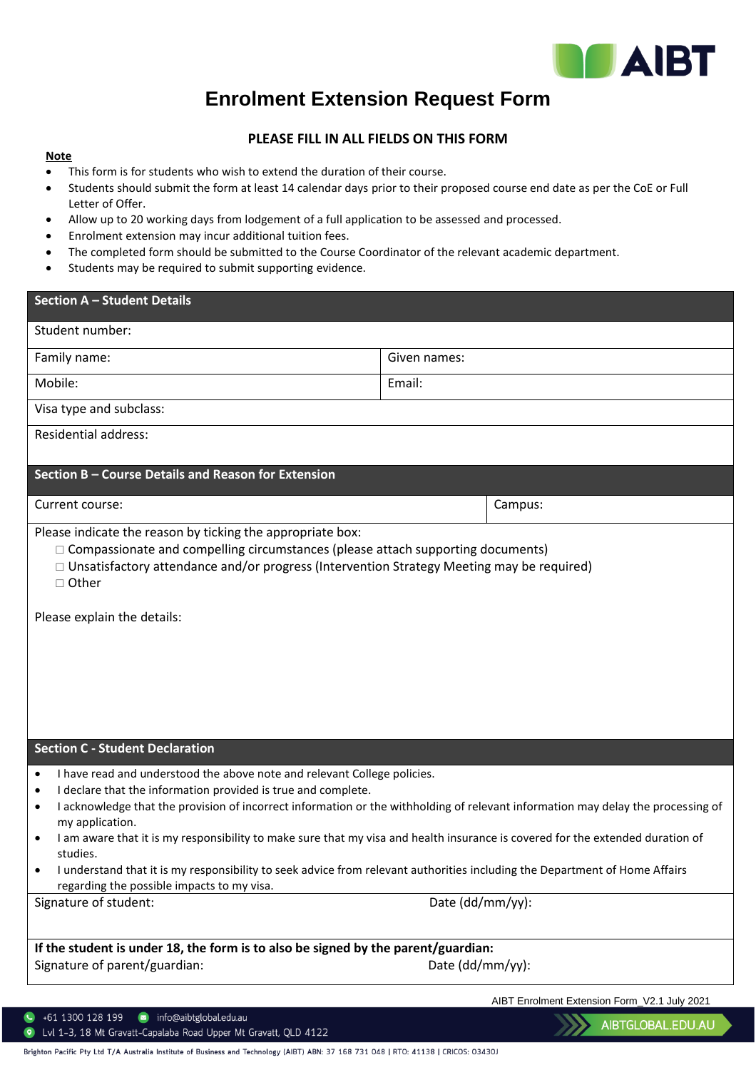# Enrolment Extension Request Form

**PLEASE FILL IN ALL FIELDS ON THIS FORM**

**Note**

- This form is for students who wish to extend the duration of their course.
- Students should submit the form at least 14 calendar days prior to their proposed course end date as per the CoE or Full Letter of Offer.
- Allow up to 20 working days from lodgement of a full application to be assessed and processed.
- Enrolment extension may incur additional tuition fees.
- The completed form should be submitted to the Course Coordinator of the relevant academic department.
- Students may be required to submit supporting evidence.

## Section A – Student Details

| Section A – Student Details | |
|---|---|
| Student number: | |
| Family name: | Given names: |
| Mobile: | Email: |
| Visa type and subclass: | |
| Residential address: | |

## Section B – Course Details and Reason for Extension

| Current course: | Campus: |
|---|---|

Please indicate the reason by ticking the appropriate box:

☐ Compassionate and compelling circumstances (please attach supporting documents)
☐ Unsatisfactory attendance and/or progress (Intervention Strategy Meeting may be required)
☐ Other

Please explain the details:

## Section C - Student Declaration

- I have read and understood the above note and relevant College policies.
- I declare that the information provided is true and complete.
- I acknowledge that the provision of incorrect information or the withholding of relevant information may delay the processing of my application.
- I am aware that it is my responsibility to make sure that my visa and health insurance is covered for the extended duration of studies.
- I understand that it is my responsibility to seek advice from relevant authorities including the Department of Home Affairs regarding the possible impacts to my visa.

| Signature of student: | Date (dd/mm/yy): |
|---|---|

**If the student is under 18, the form is to also be signed by the parent/guardian:**

| Signature of parent/guardian: | Date (dd/mm/yy): |
|---|---|

AIBT Enrolment Extension Form_V2.1 July 2021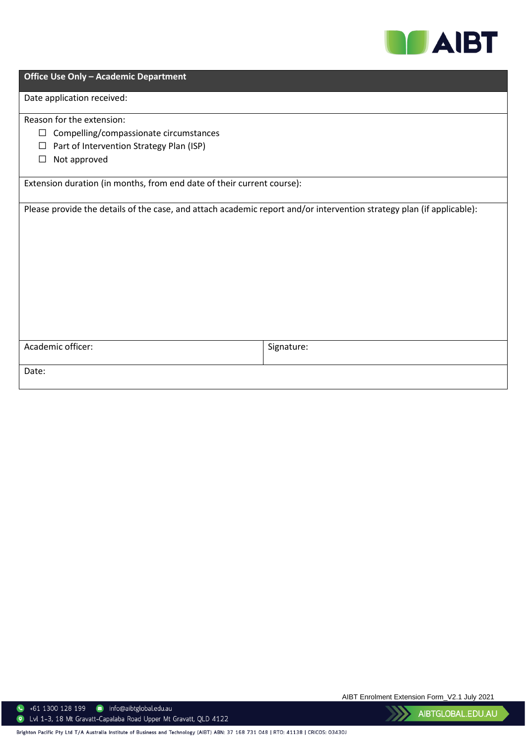| Office Use Only – Academic Department | |
|---|---|
| Date application received: | |
| Reason for the extension:<br>☐ Compelling/compassionate circumstances<br>☐ Part of Intervention Strategy Plan (ISP)<br>☐ Not approved | |
| Extension duration (in months, from end date of their current course): | |
| Please provide the details of the case, and attach academic report and/or intervention strategy plan (if applicable): | |
| Academic officer: | Signature: |
| Date: | |